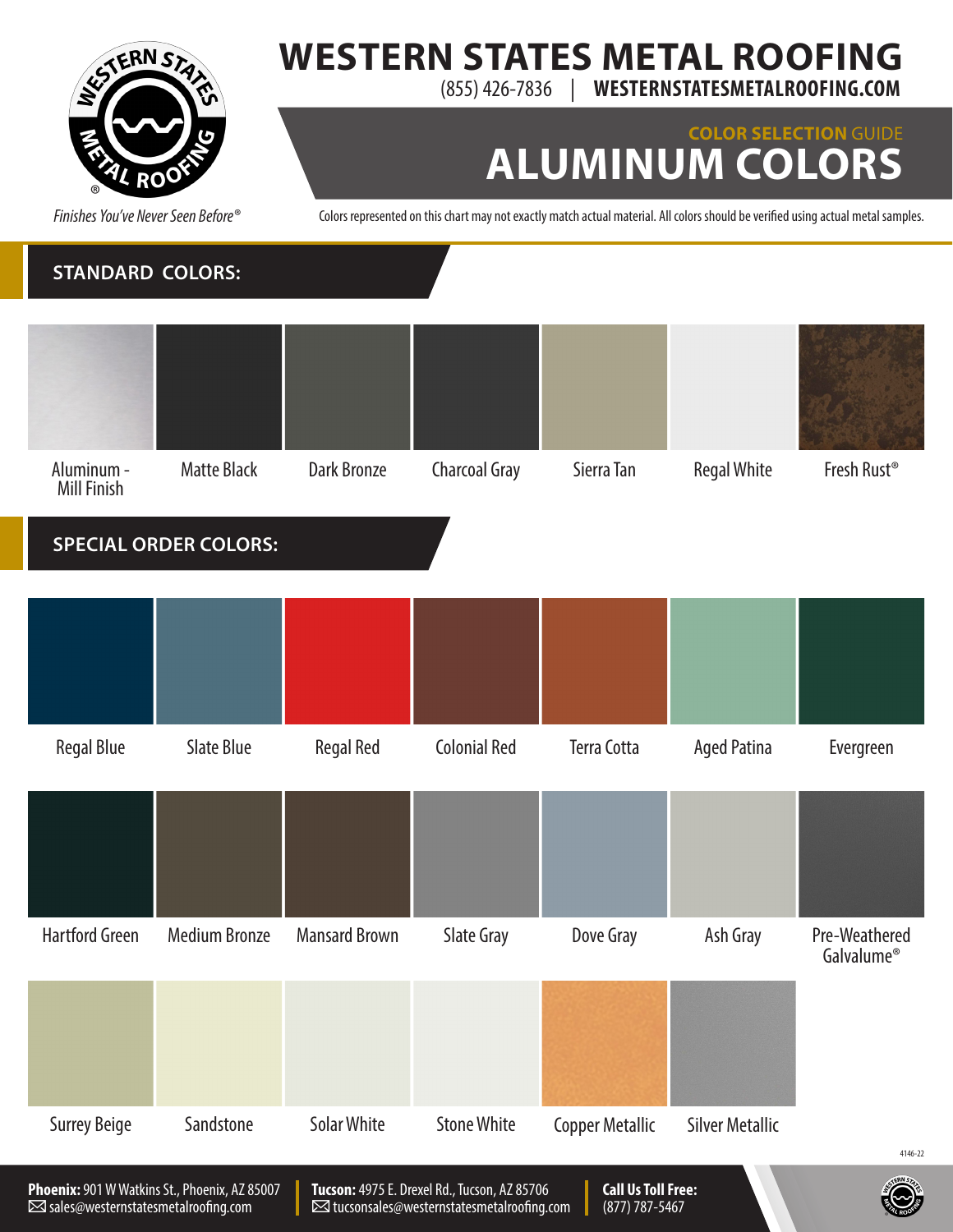# WESTERN STATES METAL ROOFING

(855) 426-7836 | WESTERNSTATESMETALROOFING.COM

*Finishes You've Never Seen Before®*

## COLOR SELECTION GUIDE

# ALUMINUM COLORS

Colors represented on this chart may not exactly match actual material. All colors should be verified using actual metal samples.

## STANDARD COLORS:

- Aluminum - Mill Finish
- Matte Black
- Dark Bronze
- Charcoal Gray
- Sierra Tan
- Regal White
- Fresh Rust®

## SPECIAL ORDER COLORS:

- Regal Blue
- Slate Blue
- Regal Red
- Colonial Red
- Terra Cotta
- Aged Patina
- Evergreen
- Hartford Green
- Medium Bronze
- Mansard Brown
- Slate Gray
- Dove Gray
- Ash Gray
- Pre-Weathered Galvalume®
- Surrey Beige
- Sandstone
- Solar White
- Stone White
- Copper Metallic
- Silver Metallic

4146-22

**Phoenix:** 901 W Watkins St., Phoenix, AZ 85007
sales@westernstatesmetalroofing.com

**Tucson:** 4975 E. Drexel Rd., Tucson, AZ 85706
tucsonsales@westernstatesmetalroofing.com

**Call Us Toll Free:**
(877) 787-5467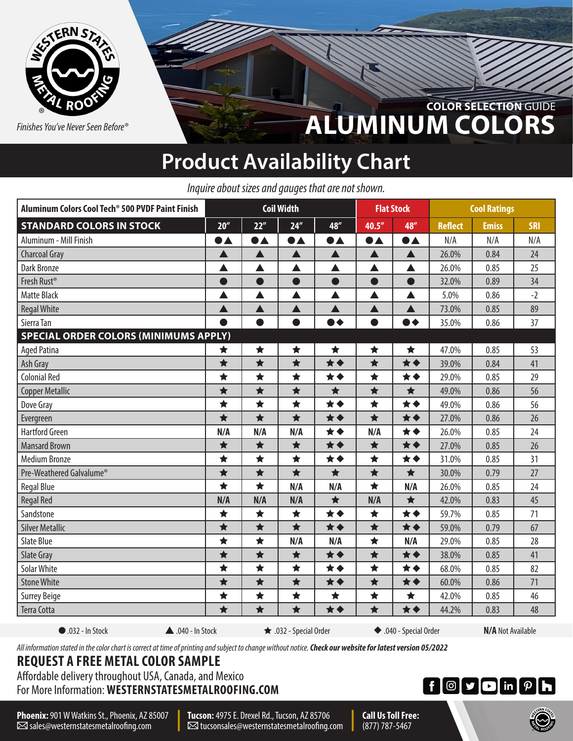Western States Metal Roofing

*Finishes You've Never Seen Before®*

COLOR SELECTION GUIDE

# ALUMINUM COLORS

## Product Availability Chart

*Inquire about sizes and gauges that are not shown.*

| Aluminum Colors Cool Tech® 500 PVDF Paint Finish | Coil Width | | | | Flat Stock | | Cool Ratings | | |
|---|---|---|---|---|---|---|---|---|---|
| **STANDARD COLORS IN STOCK** | **20″** | **22″** | **24″** | **48″** | **40.5″** | **48″** | **Reflect** | **Emiss** | **SRI** |
| Aluminum - Mill Finish | ●▲ | ●▲ | ●▲ | ●▲ | ●▲ | ●▲ | N/A | N/A | N/A |
| Charcoal Gray | ▲ | ▲ | ▲ | ▲ | ▲ | ▲ | 26.0% | 0.84 | 24 |
| Dark Bronze | ▲ | ▲ | ▲ | ▲ | ▲ | ▲ | 26.0% | 0.85 | 25 |
| Fresh Rust® | ● | ● | ● | ● | ● | ● | 32.0% | 0.89 | 34 |
| Matte Black | ▲ | ▲ | ▲ | ▲ | ▲ | ▲ | 5.0% | 0.86 | -2 |
| Regal White | ▲ | ▲ | ▲ | ▲ | ▲ | ▲ | 73.0% | 0.85 | 89 |
| Sierra Tan | ● | ● | ● | ●◆ | ● | ●◆ | 35.0% | 0.86 | 37 |
| **SPECIAL ORDER COLORS (MINIMUMS APPLY)** | | | | | | | | | |
| Aged Patina | ★ | ★ | ★ | ★ | ★ | ★ | 47.0% | 0.85 | 53 |
| Ash Gray | ★ | ★ | ★ | ★◆ | ★ | ★◆ | 39.0% | 0.84 | 41 |
| Colonial Red | ★ | ★ | ★ | ★◆ | ★ | ★◆ | 29.0% | 0.85 | 29 |
| Copper Metallic | ★ | ★ | ★ | ★ | ★ | ★ | 49.0% | 0.86 | 56 |
| Dove Gray | ★ | ★ | ★ | ★◆ | ★ | ★◆ | 49.0% | 0.86 | 56 |
| Evergreen | ★ | ★ | ★ | ★◆ | ★ | ★◆ | 27.0% | 0.86 | 26 |
| Hartford Green | N/A | N/A | N/A | ★◆ | N/A | ★◆ | 26.0% | 0.85 | 24 |
| Mansard Brown | ★ | ★ | ★ | ★◆ | ★ | ★◆ | 27.0% | 0.85 | 26 |
| Medium Bronze | ★ | ★ | ★ | ★◆ | ★ | ★◆ | 31.0% | 0.85 | 31 |
| Pre-Weathered Galvalume® | ★ | ★ | ★ | ★ | ★ | ★ | 30.0% | 0.79 | 27 |
| Regal Blue | ★ | ★ | N/A | N/A | ★ | N/A | 26.0% | 0.85 | 24 |
| Regal Red | N/A | N/A | N/A | ★ | N/A | ★ | 42.0% | 0.83 | 45 |
| Sandstone | ★ | ★ | ★ | ★◆ | ★ | ★◆ | 59.7% | 0.85 | 71 |
| Silver Metallic | ★ | ★ | ★ | ★◆ | ★ | ★◆ | 59.0% | 0.79 | 67 |
| Slate Blue | ★ | ★ | N/A | N/A | ★ | N/A | 29.0% | 0.85 | 28 |
| Slate Gray | ★ | ★ | ★ | ★◆ | ★ | ★◆ | 38.0% | 0.85 | 41 |
| Solar White | ★ | ★ | ★ | ★◆ | ★ | ★◆ | 68.0% | 0.85 | 82 |
| Stone White | ★ | ★ | ★ | ★◆ | ★ | ★◆ | 60.0% | 0.86 | 71 |
| Surrey Beige | ★ | ★ | ★ | ★ | ★ | ★ | 42.0% | 0.85 | 46 |
| Terra Cotta | ★ | ★ | ★ | ★◆ | ★ | ★◆ | 44.2% | 0.83 | 48 |

● .032 - In Stock ▲ .040 - In Stock ★ .032 - Special Order ◆ .040 - Special Order **N/A** Not Available

*All information stated in the color chart is correct at time of printing and subject to change without notice.* ***Check our website for latest version 05/2022***

## REQUEST A FREE METAL COLOR SAMPLE

Affordable delivery throughout USA, Canada, and Mexico

For More Information: **WESTERNSTATESMETALROOFING.COM**

**Phoenix:** 901 W Watkins St., Phoenix, AZ 85007
sales@westernstatesmetalroofing.com

**Tucson:** 4975 E. Drexel Rd., Tucson, AZ 85706
tucsonsales@westernstatesmetalroofing.com

**Call Us Toll Free:**
(877) 787-5467